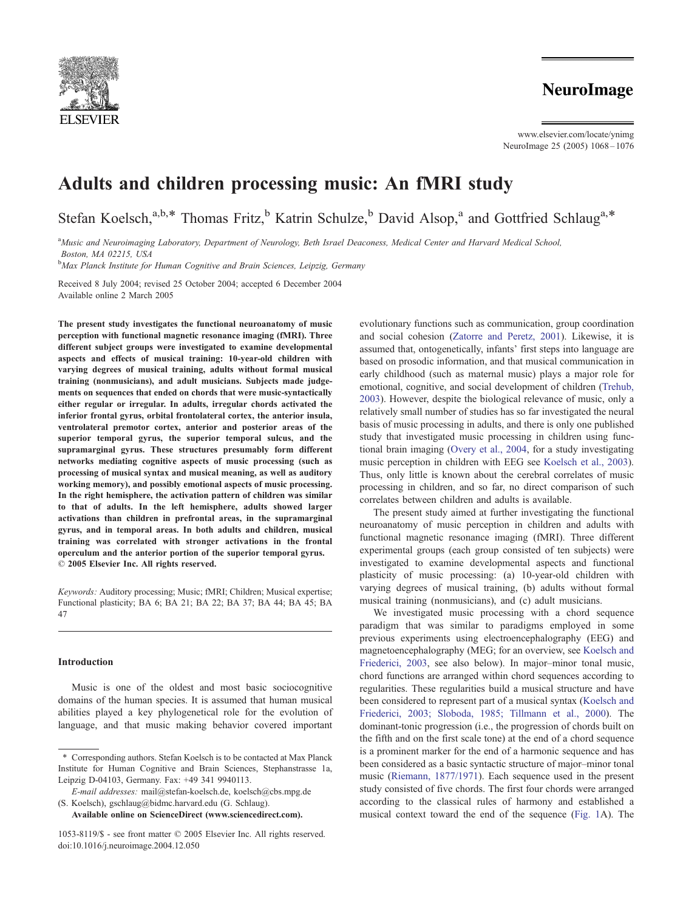# Adults and children processing music: An fMRI study

Stefan Koelsch,[a,b,*] Thomas Fritz,[b] Katrin Schulze,[b] David Alsop,[a] and Gottfried Schlaug[a,*]

[a] *Music and Neuroimaging Laboratory, Department of Neurology, Beth Israel Deaconess, Medical Center and Harvard Medical School, Boston, MA 02215, USA*

[b] *Max Planck Institute for Human Cognitive and Brain Sciences, Leipzig, Germany*

Received 8 July 2004; revised 25 October 2004; accepted 6 December 2004
Available online 2 March 2005

**The present study investigates the functional neuroanatomy of music perception with functional magnetic resonance imaging (fMRI). Three different subject groups were investigated to examine developmental aspects and effects of musical training: 10-year-old children with varying degrees of musical training, adults without formal musical training (nonmusicians), and adult musicians. Subjects made judgements on sequences that ended on chords that were music-syntactically either regular or irregular. In adults, irregular chords activated the inferior frontal gyrus, orbital frontolateral cortex, the anterior insula, ventrolateral premotor cortex, anterior and posterior areas of the superior temporal gyrus, the superior temporal sulcus, and the supramarginal gyrus. These structures presumably form different networks mediating cognitive aspects of music processing (such as processing of musical syntax and musical meaning, as well as auditory working memory), and possibly emotional aspects of music processing. In the right hemisphere, the activation pattern of children was similar to that of adults. In the left hemisphere, adults showed larger activations than children in prefrontal areas, in the supramarginal gyrus, and in temporal areas. In both adults and children, musical training was correlated with stronger activations in the frontal operculum and the anterior portion of the superior temporal gyrus.**
**© 2005 Elsevier Inc. All rights reserved.**

*Keywords:* Auditory processing; Music; fMRI; Children; Musical expertise; Functional plasticity; BA 6; BA 21; BA 22; BA 37; BA 44; BA 45; BA 47

## Introduction

Music is one of the oldest and most basic sociocognitive domains of the human species. It is assumed that human musical abilities played a key phylogenetical role for the evolution of language, and that music making behavior covered important evolutionary functions such as communication, group coordination and social cohesion (Zatorre and Peretz, 2001). Likewise, it is assumed that, ontogenetically, infants' first steps into language are based on prosodic information, and that musical communication in early childhood (such as maternal music) plays a major role for emotional, cognitive, and social development of children (Trehub, 2003). However, despite the biological relevance of music, only a relatively small number of studies has so far investigated the neural basis of music processing in adults, and there is only one published study that investigated music processing in children using functional brain imaging (Overy et al., 2004, for a study investigating music perception in children with EEG see Koelsch et al., 2003). Thus, only little is known about the cerebral correlates of music processing in children, and so far, no direct comparison of such correlates between children and adults is available.

The present study aimed at further investigating the functional neuroanatomy of music perception in children and adults with functional magnetic resonance imaging (fMRI). Three different experimental groups (each group consisted of ten subjects) were investigated to examine developmental aspects and functional plasticity of music processing: (a) 10-year-old children with varying degrees of musical training, (b) adults without formal musical training (nonmusicians), and (c) adult musicians.

We investigated music processing with a chord sequence paradigm that was similar to paradigms employed in some previous experiments using electroencephalography (EEG) and magnetoencephalography (MEG; for an overview, see Koelsch and Friederici, 2003, see also below). In major–minor tonal music, chord functions are arranged within chord sequences according to regularities. These regularities build a musical structure and have been considered to represent part of a musical syntax (Koelsch and Friederici, 2003; Sloboda, 1985; Tillmann et al., 2000). The dominant-tonic progression (i.e., the progression of chords built on the fifth and on the first scale tone) at the end of a chord sequence is a prominent marker for the end of a harmonic sequence and has been considered as a basic syntactic structure of major–minor tonal music (Riemann, 1877/1971). Each sequence used in the present study consisted of five chords. The first four chords were arranged according to the classical rules of harmony and established a musical context toward the end of the sequence (Fig. 1A). The

---

\* Corresponding authors. Stefan Koelsch is to be contacted at Max Planck Institute for Human Cognitive and Brain Sciences, Stephanstrasse 1a, Leipzig D-04103, Germany. Fax: +49 341 9940113.

*E-mail addresses:* mail@stefan-koelsch.de, koelsch@cbs.mpg.de (S. Koelsch), gschlaug@bidmc.harvard.edu (G. Schlaug).

**Available online on ScienceDirect (www.sciencedirect.com).**

1053-8119/$ - see front matter © 2005 Elsevier Inc. All rights reserved.
doi:10.1016/j.neuroimage.2004.12.050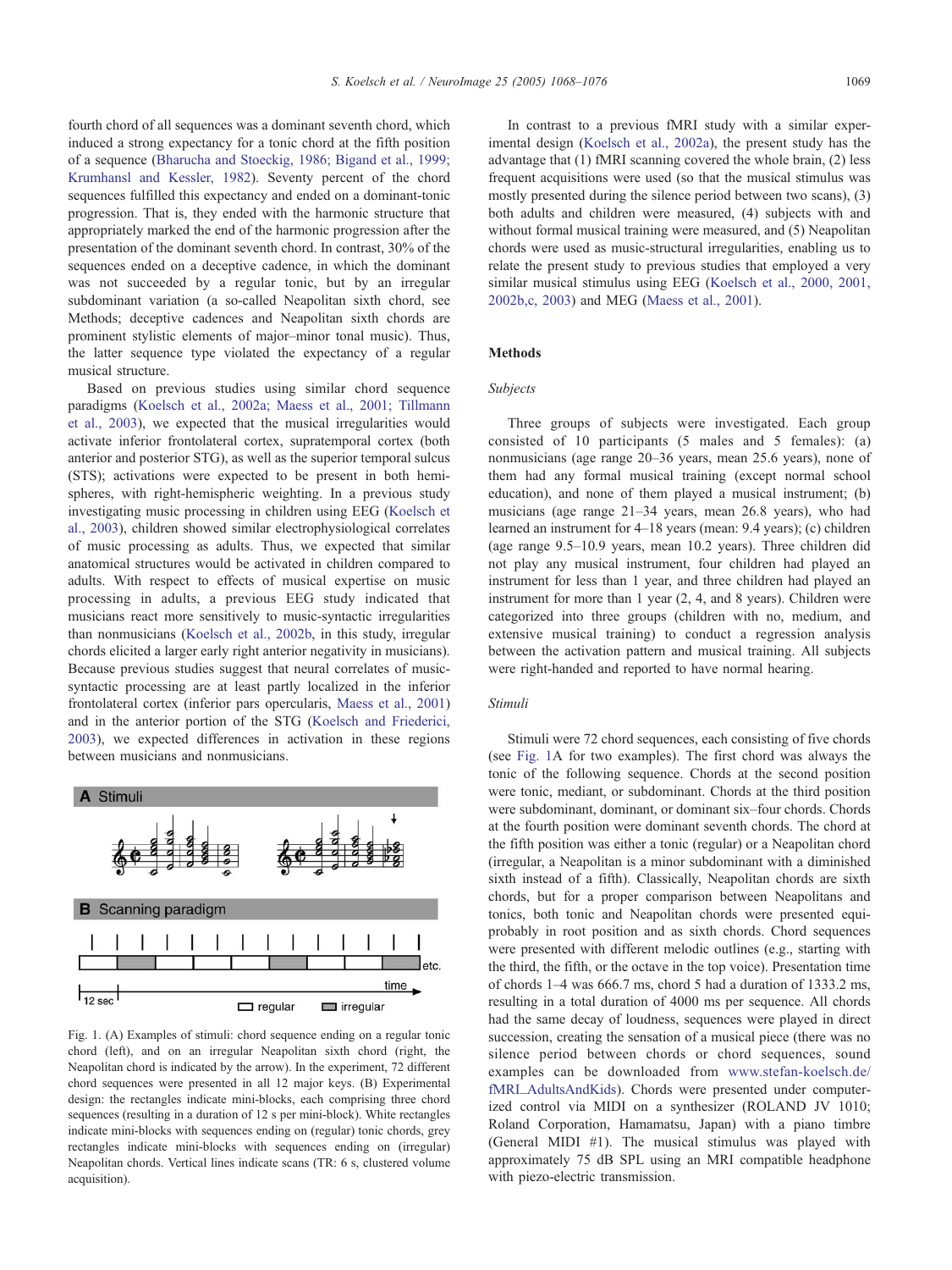fourth chord of all sequences was a dominant seventh chord, which induced a strong expectancy for a tonic chord at the fifth position of a sequence (Bharucha and Stoeckig, 1986; Bigand et al., 1999; Krumhansl and Kessler, 1982). Seventy percent of the chord sequences fulfilled this expectancy and ended on a dominant-tonic progression. That is, they ended with the harmonic structure that appropriately marked the end of the harmonic progression after the presentation of the dominant seventh chord. In contrast, 30% of the sequences ended on a deceptive cadence, in which the dominant was not succeeded by a regular tonic, but by an irregular subdominant variation (a so-called Neapolitan sixth chord, see Methods; deceptive cadences and Neapolitan sixth chords are prominent stylistic elements of major–minor tonal music). Thus, the latter sequence type violated the expectancy of a regular musical structure.

Based on previous studies using similar chord sequence paradigms (Koelsch et al., 2002a; Maess et al., 2001; Tillmann et al., 2003), we expected that the musical irregularities would activate inferior frontolateral cortex, supratemporal cortex (both anterior and posterior STG), as well as the superior temporal sulcus (STS); activations were expected to be present in both hemispheres, with right-hemispheric weighting. In a previous study investigating music processing in children using EEG (Koelsch et al., 2003), children showed similar electrophysiological correlates of music processing as adults. Thus, we expected that similar anatomical structures would be activated in children compared to adults. With respect to effects of musical expertise on music processing in adults, a previous EEG study indicated that musicians react more sensitively to music-syntactic irregularities than nonmusicians (Koelsch et al., 2002b, in this study, irregular chords elicited a larger early right anterior negativity in musicians). Because previous studies suggest that neural correlates of music-syntactic processing are at least partly localized in the inferior frontolateral cortex (inferior pars opercularis, Maess et al., 2001) and in the anterior portion of the STG (Koelsch and Friederici, 2003), we expected differences in activation in these regions between musicians and nonmusicians.

Fig. 1. (A) Examples of stimuli: chord sequence ending on a regular tonic chord (left), and on an irregular Neapolitan sixth chord (right, the Neapolitan chord is indicated by the arrow). In the experiment, 72 different chord sequences were presented in all 12 major keys. (B) Experimental design: the rectangles indicate mini-blocks, each comprising three chord sequences (resulting in a duration of 12 s per mini-block). White rectangles indicate mini-blocks with sequences ending on (regular) tonic chords, grey rectangles indicate mini-blocks with sequences ending on (irregular) Neapolitan chords. Vertical lines indicate scans (TR: 6 s, clustered volume acquisition).

In contrast to a previous fMRI study with a similar experimental design (Koelsch et al., 2002a), the present study has the advantage that (1) fMRI scanning covered the whole brain, (2) less frequent acquisitions were used (so that the musical stimulus was mostly presented during the silence period between two scans), (3) both adults and children were measured, (4) subjects with and without formal musical training were measured, and (5) Neapolitan chords were used as music-structural irregularities, enabling us to relate the present study to previous studies that employed a very similar musical stimulus using EEG (Koelsch et al., 2000, 2001, 2002b,c, 2003) and MEG (Maess et al., 2001).

## Methods

### Subjects

Three groups of subjects were investigated. Each group consisted of 10 participants (5 males and 5 females): (a) nonmusicians (age range 20–36 years, mean 25.6 years), none of them had any formal musical training (except normal school education), and none of them played a musical instrument; (b) musicians (age range 21–34 years, mean 26.8 years), who had learned an instrument for 4–18 years (mean: 9.4 years); (c) children (age range 9.5–10.9 years, mean 10.2 years). Three children did not play any musical instrument, four children had played an instrument for less than 1 year, and three children had played an instrument for more than 1 year (2, 4, and 8 years). Children were categorized into three groups (children with no, medium, and extensive musical training) to conduct a regression analysis between the activation pattern and musical training. All subjects were right-handed and reported to have normal hearing.

### Stimuli

Stimuli were 72 chord sequences, each consisting of five chords (see Fig. 1A for two examples). The first chord was always the tonic of the following sequence. Chords at the second position were tonic, mediant, or subdominant. Chords at the third position were subdominant, dominant, or dominant six–four chords. Chords at the fourth position were dominant seventh chords. The chord at the fifth position was either a tonic (regular) or a Neapolitan chord (irregular, a Neapolitan is a minor subdominant with a diminished sixth instead of a fifth). Classically, Neapolitan chords are sixth chords, but for a proper comparison between Neapolitans and tonics, both tonic and Neapolitan chords were presented equiprobably in root position and as sixth chords. Chord sequences were presented with different melodic outlines (e.g., starting with the third, the fifth, or the octave in the top voice). Presentation time of chords 1–4 was 666.7 ms, chord 5 had a duration of 1333.2 ms, resulting in a total duration of 4000 ms per sequence. All chords had the same decay of loudness, sequences were played in direct succession, creating the sensation of a musical piece (there was no silence period between chords or chord sequences, sound examples can be downloaded from www.stefan-koelsch.de/fMRI_AdultsAndKids). Chords were presented under computerized control via MIDI on a synthesizer (ROLAND JV 1010; Roland Corporation, Hamamatsu, Japan) with a piano timbre (General MIDI #1). The musical stimulus was played with approximately 75 dB SPL using an MRI compatible headphone with piezo-electric transmission.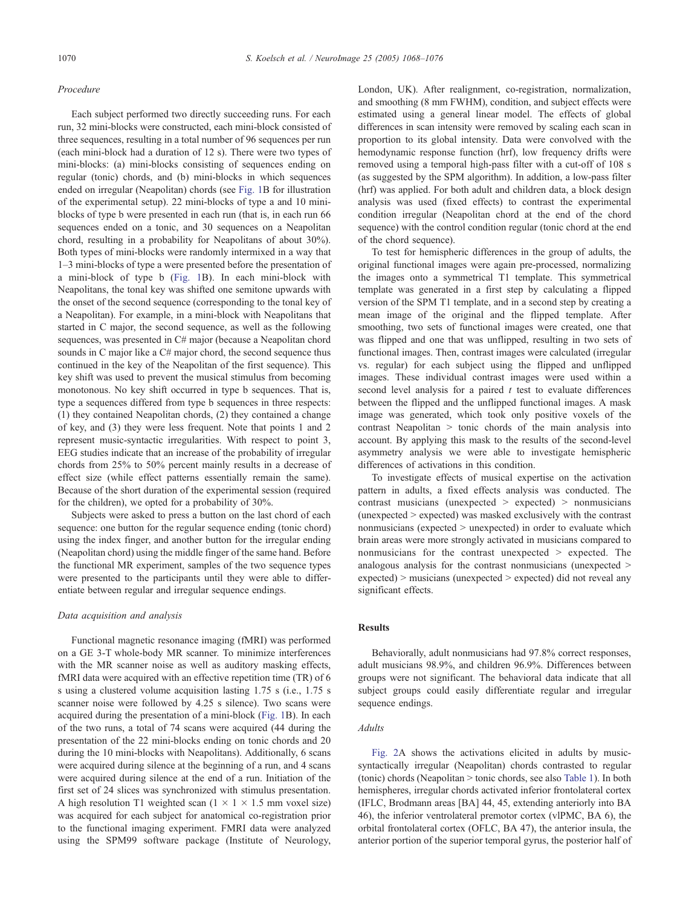### *Procedure*

Each subject performed two directly succeeding runs. For each run, 32 mini-blocks were constructed, each mini-block consisted of three sequences, resulting in a total number of 96 sequences per run (each mini-block had a duration of 12 s). There were two types of mini-blocks: (a) mini-blocks consisting of sequences ending on regular (tonic) chords, and (b) mini-blocks in which sequences ended on irregular (Neapolitan) chords (see Fig. 1B for illustration of the experimental setup). 22 mini-blocks of type a and 10 mini-blocks of type b were presented in each run (that is, in each run 66 sequences ended on a tonic, and 30 sequences on a Neapolitan chord, resulting in a probability for Neapolitans of about 30%). Both types of mini-blocks were randomly intermixed in a way that 1–3 mini-blocks of type a were presented before the presentation of a mini-block of type b (Fig. 1B). In each mini-block with Neapolitans, the tonal key was shifted one semitone upwards with the onset of the second sequence (corresponding to the tonal key of a Neapolitan). For example, in a mini-block with Neapolitans that started in C major, the second sequence, as well as the following sequences, was presented in C# major (because a Neapolitan chord sounds in C major like a C# major chord, the second sequence thus continued in the key of the Neapolitan of the first sequence). This key shift was used to prevent the musical stimulus from becoming monotonous. No key shift occurred in type b sequences. That is, type a sequences differed from type b sequences in three respects: (1) they contained Neapolitan chords, (2) they contained a change of key, and (3) they were less frequent. Note that points 1 and 2 represent music-syntactic irregularities. With respect to point 3, EEG studies indicate that an increase of the probability of irregular chords from 25% to 50% percent mainly results in a decrease of effect size (while effect patterns essentially remain the same). Because of the short duration of the experimental session (required for the children), we opted for a probability of 30%.

Subjects were asked to press a button on the last chord of each sequence: one button for the regular sequence ending (tonic chord) using the index finger, and another button for the irregular ending (Neapolitan chord) using the middle finger of the same hand. Before the functional MR experiment, samples of the two sequence types were presented to the participants until they were able to differentiate between regular and irregular sequence endings.

### *Data acquisition and analysis*

Functional magnetic resonance imaging (fMRI) was performed on a GE 3-T whole-body MR scanner. To minimize interferences with the MR scanner noise as well as auditory masking effects, fMRI data were acquired with an effective repetition time (TR) of 6 s using a clustered volume acquisition lasting 1.75 s (i.e., 1.75 s scanner noise were followed by 4.25 s silence). Two scans were acquired during the presentation of a mini-block (Fig. 1B). In each of the two runs, a total of 74 scans were acquired (44 during the presentation of the 22 mini-blocks ending on tonic chords and 20 during the 10 mini-blocks with Neapolitans). Additionally, 6 scans were acquired during silence at the beginning of a run, and 4 scans were acquired during silence at the end of a run. Initiation of the first set of 24 slices was synchronized with stimulus presentation. A high resolution T1 weighted scan ($1 \times 1 \times 1.5$ mm voxel size) was acquired for each subject for anatomical co-registration prior to the functional imaging experiment. FMRI data were analyzed using the SPM99 software package (Institute of Neurology, London, UK). After realignment, co-registration, normalization, and smoothing (8 mm FWHM), condition, and subject effects were estimated using a general linear model. The effects of global differences in scan intensity were removed by scaling each scan in proportion to its global intensity. Data were convolved with the hemodynamic response function (hrf), low frequency drifts were removed using a temporal high-pass filter with a cut-off of 108 s (as suggested by the SPM algorithm). In addition, a low-pass filter (hrf) was applied. For both adult and children data, a block design analysis was used (fixed effects) to contrast the experimental condition irregular (Neapolitan chord at the end of the chord sequence) with the control condition regular (tonic chord at the end of the chord sequence).

To test for hemispheric differences in the group of adults, the original functional images were again pre-processed, normalizing the images onto a symmetrical T1 template. This symmetrical template was generated in a first step by calculating a flipped version of the SPM T1 template, and in a second step by creating a mean image of the original and the flipped template. After smoothing, two sets of functional images were created, one that was flipped and one that was unflipped, resulting in two sets of functional images. Then, contrast images were calculated (irregular vs. regular) for each subject using the flipped and unflipped images. These individual contrast images were used within a second level analysis for a paired *t* test to evaluate differences between the flipped and the unflipped functional images. A mask image was generated, which took only positive voxels of the contrast Neapolitan > tonic chords of the main analysis into account. By applying this mask to the results of the second-level asymmetry analysis we were able to investigate hemispheric differences of activations in this condition.

To investigate effects of musical expertise on the activation pattern in adults, a fixed effects analysis was conducted. The contrast musicians (unexpected > expected) > nonmusicians (unexpected > expected) was masked exclusively with the contrast nonmusicians (expected > unexpected) in order to evaluate which brain areas were more strongly activated in musicians compared to nonmusicians for the contrast unexpected > expected. The analogous analysis for the contrast nonmusicians (unexpected > expected) > musicians (unexpected > expected) did not reveal any significant effects.

## Results

Behaviorally, adult nonmusicians had 97.8% correct responses, adult musicians 98.9%, and children 96.9%. Differences between groups were not significant. The behavioral data indicate that all subject groups could easily differentiate regular and irregular sequence endings.

### *Adults*

Fig. 2A shows the activations elicited in adults by music-syntactically irregular (Neapolitan) chords contrasted to regular (tonic) chords (Neapolitan > tonic chords, see also Table 1). In both hemispheres, irregular chords activated inferior frontolateral cortex (IFLC, Brodmann areas [BA] 44, 45, extending anteriorly into BA 46), the inferior ventrolateral premotor cortex (vlPMC, BA 6), the orbital frontolateral cortex (OFLC, BA 47), the anterior insula, the anterior portion of the superior temporal gyrus, the posterior half of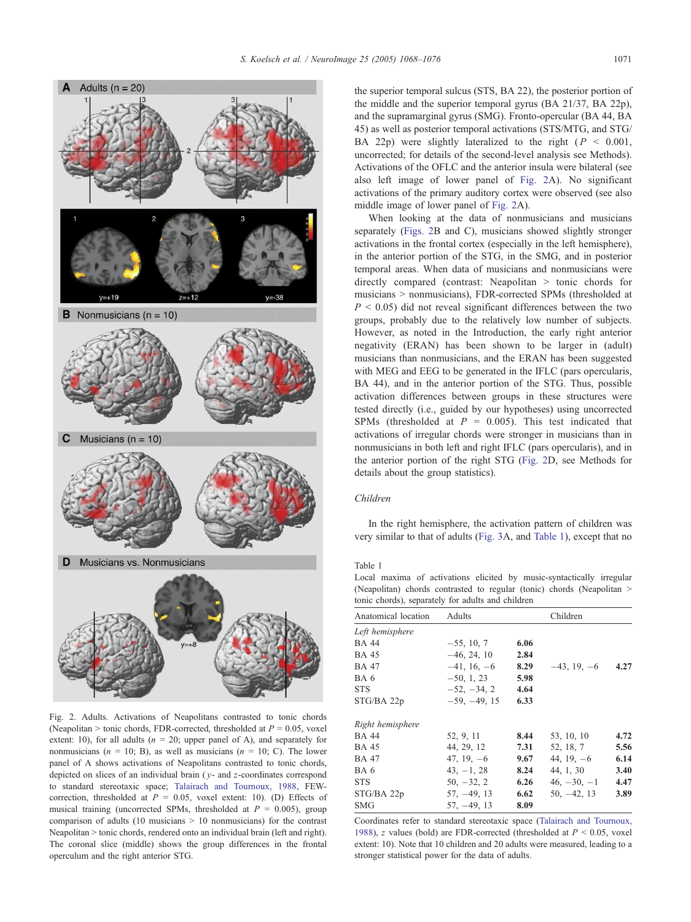Fig. 2. Adults. Activations of Neapolitans contrasted to tonic chords (Neapolitan > tonic chords, FDR-corrected, thresholded at $P = 0.05$, voxel extent: 10), for all adults ($n = 20$; upper panel of A), and separately for nonmusicians ($n = 10$; B), as well as musicians ($n = 10$; C). The lower panel of A shows activations of Neapolitans contrasted to tonic chords, depicted on slices of an individual brain ($y$- and $z$-coordinates correspond to standard stereotaxic space; Talairach and Tournoux, 1988, FEW-correction, thresholded at $P = 0.05$, voxel extent: 10). (D) Effects of musical training (uncorrected SPMs, thresholded at $P = 0.005$), group comparison of adults (10 musicians > 10 nonmusicians) for the contrast Neapolitan > tonic chords, rendered onto an individual brain (left and right). The coronal slice (middle) shows the group differences in the frontal operculum and the right anterior STG.

the superior temporal sulcus (STS, BA 22), the posterior portion of the middle and the superior temporal gyrus (BA 21/37, BA 22p), and the supramarginal gyrus (SMG). Fronto-opercular (BA 44, BA 45) as well as posterior temporal activations (STS/MTG, and STG/BA 22p) were slightly lateralized to the right ($P < 0.001$, uncorrected; for details of the second-level analysis see Methods). Activations of the OFLC and the anterior insula were bilateral (see also left image of lower panel of Fig. 2A). No significant activations of the primary auditory cortex were observed (see also middle image of lower panel of Fig. 2A).

When looking at the data of nonmusicians and musicians separately (Figs. 2B and C), musicians showed slightly stronger activations in the frontal cortex (especially in the left hemisphere), in the anterior portion of the STG, in the SMG, and in posterior temporal areas. When data of musicians and nonmusicians were directly compared (contrast: Neapolitan > tonic chords for musicians > nonmusicians), FDR-corrected SPMs (thresholded at $P < 0.05$) did not reveal significant differences between the two groups, probably due to the relatively low number of subjects. However, as noted in the Introduction, the early right anterior negativity (ERAN) has been shown to be larger in (adult) musicians than nonmusicians, and the ERAN has been suggested with MEG and EEG to be generated in the IFLC (pars opercularis, BA 44), and in the anterior portion of the STG. Thus, possible activation differences between groups in these structures were tested directly (i.e., guided by our hypotheses) using uncorrected SPMs (thresholded at $P = 0.005$). This test indicated that activations of irregular chords were stronger in musicians than in nonmusicians in both left and right IFLC (pars opercularis), and in the anterior portion of the right STG (Fig. 2D, see Methods for details about the group statistics).

### Children

In the right hemisphere, the activation pattern of children was very similar to that of adults (Fig. 3A, and Table 1), except that no

Table 1
Local maxima of activations elicited by music-syntactically irregular (Neapolitan) chords contrasted to regular (tonic) chords (Neapolitan > tonic chords), separately for adults and children

| Anatomical location | Adults | | Children | |
|---|---|---|---|---|
| *Left hemisphere* | | | | |
| BA 44 | −55, 10, 7 | **6.06** | | |
| BA 45 | −46, 24, 10 | **2.84** | | |
| BA 47 | −41, 16, −6 | **8.29** | −43, 19, −6 | **4.27** |
| BA 6 | −50, 1, 23 | **5.98** | | |
| STS | −52, −34, 2 | **4.64** | | |
| STG/BA 22p | −59, −49, 15 | **6.33** | | |
| *Right hemisphere* | | | | |
| BA 44 | 52, 9, 11 | **8.44** | 53, 10, 10 | **4.72** |
| BA 45 | 44, 29, 12 | **7.31** | 52, 18, 7 | **5.56** |
| BA 47 | 47, 19, −6 | **9.67** | 44, 19, −6 | **6.14** |
| BA 6 | 43, −1, 28 | **8.24** | 44, 1, 30 | **3.40** |
| STS | 50, −32, 2 | **6.26** | 46, −30, −1 | **4.47** |
| STG/BA 22p | 57, −49, 13 | **6.62** | 50, −42, 13 | **3.89** |
| SMG | 57, −49, 13 | **8.09** | | |

Coordinates refer to standard stereotaxic space (Talairach and Tournoux, 1988), $z$ values (bold) are FDR-corrected (thresholded at $P < 0.05$, voxel extent: 10). Note that 10 children and 20 adults were measured, leading to a stronger statistical power for the data of adults.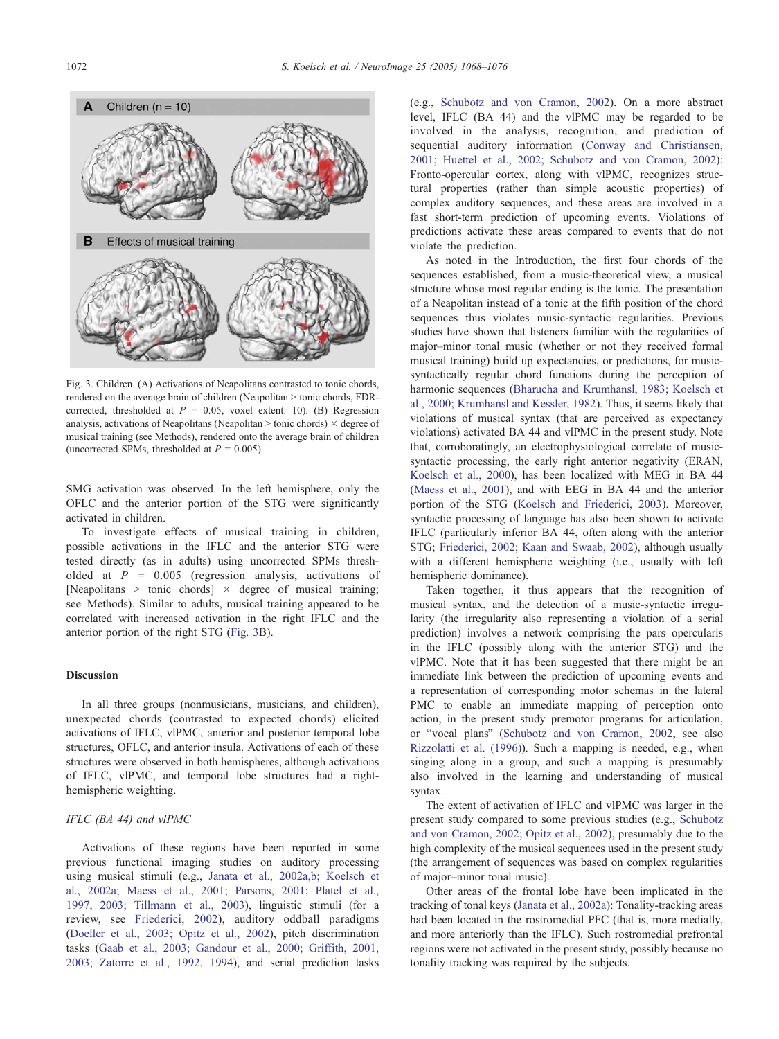Fig. 3. Children. (A) Activations of Neapolitans contrasted to tonic chords, rendered on the average brain of children (Neapolitan > tonic chords, FDR-corrected, thresholded at $P = 0.05$, voxel extent: 10). (B) Regression analysis, activations of Neapolitans (Neapolitan > tonic chords) × degree of musical training (see Methods), rendered onto the average brain of children (uncorrected SPMs, thresholded at $P = 0.005$).

SMG activation was observed. In the left hemisphere, only the OFLC and the anterior portion of the STG were significantly activated in children.

To investigate effects of musical training in children, possible activations in the IFLC and the anterior STG were tested directly (as in adults) using uncorrected SPMs thresholded at $P = 0.005$ (regression analysis, activations of [Neapolitans > tonic chords] × degree of musical training; see Methods). Similar to adults, musical training appeared to be correlated with increased activation in the right IFLC and the anterior portion of the right STG (Fig. 3B).

## Discussion

In all three groups (nonmusicians, musicians, and children), unexpected chords (contrasted to expected chords) elicited activations of IFLC, vlPMC, anterior and posterior temporal lobe structures, OFLC, and anterior insula. Activations of each of these structures were observed in both hemispheres, although activations of IFLC, vlPMC, and temporal lobe structures had a right-hemispheric weighting.

### *IFLC (BA 44) and vlPMC*

Activations of these regions have been reported in some previous functional imaging studies on auditory processing using musical stimuli (e.g., Janata et al., 2002a,b; Koelsch et al., 2002a; Maess et al., 2001; Parsons, 2001; Platel et al., 1997, 2003; Tillmann et al., 2003), linguistic stimuli (for a review, see Friederici, 2002), auditory oddball paradigms (Doeller et al., 2003; Opitz et al., 2002), pitch discrimination tasks (Gaab et al., 2003; Gandour et al., 2000; Griffith, 2001, 2003; Zatorre et al., 1992, 1994), and serial prediction tasks (e.g., Schubotz and von Cramon, 2002). On a more abstract level, IFLC (BA 44) and the vlPMC may be regarded to be involved in the analysis, recognition, and prediction of sequential auditory information (Conway and Christiansen, 2001; Huettel et al., 2002; Schubotz and von Cramon, 2002): Fronto-opercular cortex, along with vlPMC, recognizes structural properties (rather than simple acoustic properties) of complex auditory sequences, and these areas are involved in a fast short-term prediction of upcoming events. Violations of predictions activate these areas compared to events that do not violate the prediction.

As noted in the Introduction, the first four chords of the sequences established, from a music-theoretical view, a musical structure whose most regular ending is the tonic. The presentation of a Neapolitan instead of a tonic at the fifth position of the chord sequences thus violates music-syntactic regularities. Previous studies have shown that listeners familiar with the regularities of major–minor tonal music (whether or not they received formal musical training) build up expectancies, or predictions, for music-syntactically regular chord functions during the perception of harmonic sequences (Bharucha and Krumhansl, 1983; Koelsch et al., 2000; Krumhansl and Kessler, 1982). Thus, it seems likely that violations of musical syntax (that are perceived as expectancy violations) activated BA 44 and vlPMC in the present study. Note that, corroboratingly, an electrophysiological correlate of music-syntactic processing, the early right anterior negativity (ERAN, Koelsch et al., 2000), has been localized with MEG in BA 44 (Maess et al., 2001), and with EEG in BA 44 and the anterior portion of the STG (Koelsch and Friederici, 2003). Moreover, syntactic processing of language has also been shown to activate IFLC (particularly inferior BA 44, often along with the anterior STG; Friederici, 2002; Kaan and Swaab, 2002), although usually with a different hemispheric weighting (i.e., usually with left hemispheric dominance).

Taken together, it thus appears that the recognition of musical syntax, and the detection of a music-syntactic irregularity (the irregularity also representing a violation of a serial prediction) involves a network comprising the pars opercularis in the IFLC (possibly along with the anterior STG) and the vlPMC. Note that it has been suggested that there might be an immediate link between the prediction of upcoming events and a representation of corresponding motor schemas in the lateral PMC to enable an immediate mapping of perception onto action, in the present study premotor programs for articulation, or "vocal plans" (Schubotz and von Cramon, 2002, see also Rizzolatti et al. (1996)). Such a mapping is needed, e.g., when singing along in a group, and such a mapping is presumably also involved in the learning and understanding of musical syntax.

The extent of activation of IFLC and vlPMC was larger in the present study compared to some previous studies (e.g., Schubotz and von Cramon, 2002; Opitz et al., 2002), presumably due to the high complexity of the musical sequences used in the present study (the arrangement of sequences was based on complex regularities of major–minor tonal music).

Other areas of the frontal lobe have been implicated in the tracking of tonal keys (Janata et al., 2002a): Tonality-tracking areas had been located in the rostromedial PFC (that is, more medially, and more anteriorly than the IFLC). Such rostromedial prefrontal regions were not activated in the present study, possibly because no tonality tracking was required by the subjects.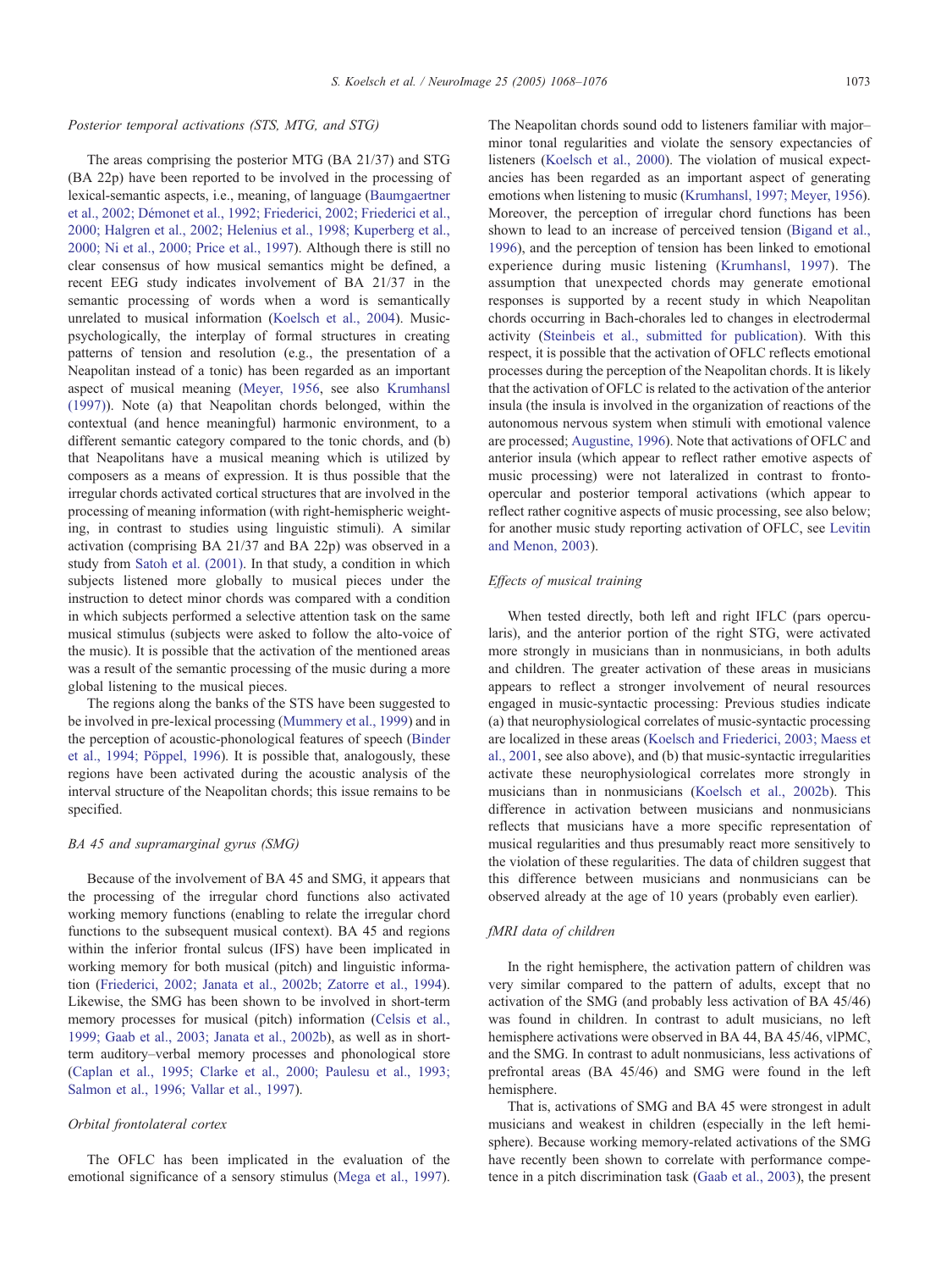### Posterior temporal activations (STS, MTG, and STG)

The areas comprising the posterior MTG (BA 21/37) and STG (BA 22p) have been reported to be involved in the processing of lexical-semantic aspects, i.e., meaning, of language (Baumgaertner et al., 2002; Démonet et al., 1992; Friederici, 2002; Friederici et al., 2000; Halgren et al., 2002; Helenius et al., 1998; Kuperberg et al., 2000; Ni et al., 2000; Price et al., 1997). Although there is still no clear consensus of how musical semantics might be defined, a recent EEG study indicates involvement of BA 21/37 in the semantic processing of words when a word is semantically unrelated to musical information (Koelsch et al., 2004). Music-psychologically, the interplay of formal structures in creating patterns of tension and resolution (e.g., the presentation of a Neapolitan instead of a tonic) has been regarded as an important aspect of musical meaning (Meyer, 1956, see also Krumhansl (1997)). Note (a) that Neapolitan chords belonged, within the contextual (and hence meaningful) harmonic environment, to a different semantic category compared to the tonic chords, and (b) that Neapolitans have a musical meaning which is utilized by composers as a means of expression. It is thus possible that the irregular chords activated cortical structures that are involved in the processing of meaning information (with right-hemispheric weighting, in contrast to studies using linguistic stimuli). A similar activation (comprising BA 21/37 and BA 22p) was observed in a study from Satoh et al. (2001). In that study, a condition in which subjects listened more globally to musical pieces under the instruction to detect minor chords was compared with a condition in which subjects performed a selective attention task on the same musical stimulus (subjects were asked to follow the alto-voice of the music). It is possible that the activation of the mentioned areas was a result of the semantic processing of the music during a more global listening to the musical pieces.

The regions along the banks of the STS have been suggested to be involved in pre-lexical processing (Mummery et al., 1999) and in the perception of acoustic-phonological features of speech (Binder et al., 1994; Pöppel, 1996). It is possible that, analogously, these regions have been activated during the acoustic analysis of the interval structure of the Neapolitan chords; this issue remains to be specified.

### BA 45 and supramarginal gyrus (SMG)

Because of the involvement of BA 45 and SMG, it appears that the processing of the irregular chord functions also activated working memory functions (enabling to relate the irregular chord functions to the subsequent musical context). BA 45 and regions within the inferior frontal sulcus (IFS) have been implicated in working memory for both musical (pitch) and linguistic information (Friederici, 2002; Janata et al., 2002b; Zatorre et al., 1994). Likewise, the SMG has been shown to be involved in short-term memory processes for musical (pitch) information (Celsis et al., 1999; Gaab et al., 2003; Janata et al., 2002b), as well as in short-term auditory–verbal memory processes and phonological store (Caplan et al., 1995; Clarke et al., 2000; Paulesu et al., 1993; Salmon et al., 1996; Vallar et al., 1997).

### Orbital frontolateral cortex

The OFLC has been implicated in the evaluation of the emotional significance of a sensory stimulus (Mega et al., 1997). The Neapolitan chords sound odd to listeners familiar with major–minor tonal regularities and violate the sensory expectancies of listeners (Koelsch et al., 2000). The violation of musical expectancies has been regarded as an important aspect of generating emotions when listening to music (Krumhansl, 1997; Meyer, 1956). Moreover, the perception of irregular chord functions has been shown to lead to an increase of perceived tension (Bigand et al., 1996), and the perception of tension has been linked to emotional experience during music listening (Krumhansl, 1997). The assumption that unexpected chords may generate emotional responses is supported by a recent study in which Neapolitan chords occurring in Bach-chorales led to changes in electrodermal activity (Steinbeis et al., submitted for publication). With this respect, it is possible that the activation of OFLC reflects emotional processes during the perception of the Neapolitan chords. It is likely that the activation of OFLC is related to the activation of the anterior insula (the insula is involved in the organization of reactions of the autonomous nervous system when stimuli with emotional valence are processed; Augustine, 1996). Note that activations of OFLC and anterior insula (which appear to reflect rather emotive aspects of music processing) were not lateralized in contrast to fronto-opercular and posterior temporal activations (which appear to reflect rather cognitive aspects of music processing, see also below; for another music study reporting activation of OFLC, see Levitin and Menon, 2003).

### Effects of musical training

When tested directly, both left and right IFLC (pars opercularis), and the anterior portion of the right STG, were activated more strongly in musicians than in nonmusicians, in both adults and children. The greater activation of these areas in musicians appears to reflect a stronger involvement of neural resources engaged in music-syntactic processing: Previous studies indicate (a) that neurophysiological correlates of music-syntactic processing are localized in these areas (Koelsch and Friederici, 2003; Maess et al., 2001, see also above), and (b) that music-syntactic irregularities activate these neurophysiological correlates more strongly in musicians than in nonmusicians (Koelsch et al., 2002b). This difference in activation between musicians and nonmusicians reflects that musicians have a more specific representation of musical regularities and thus presumably react more sensitively to the violation of these regularities. The data of children suggest that this difference between musicians and nonmusicians can be observed already at the age of 10 years (probably even earlier).

### fMRI data of children

In the right hemisphere, the activation pattern of children was very similar compared to the pattern of adults, except that no activation of the SMG (and probably less activation of BA 45/46) was found in children. In contrast to adult musicians, no left hemisphere activations were observed in BA 44, BA 45/46, vlPMC, and the SMG. In contrast to adult nonmusicians, less activations of prefrontal areas (BA 45/46) and SMG were found in the left hemisphere.

That is, activations of SMG and BA 45 were strongest in adult musicians and weakest in children (especially in the left hemisphere). Because working memory-related activations of the SMG have recently been shown to correlate with performance competence in a pitch discrimination task (Gaab et al., 2003), the present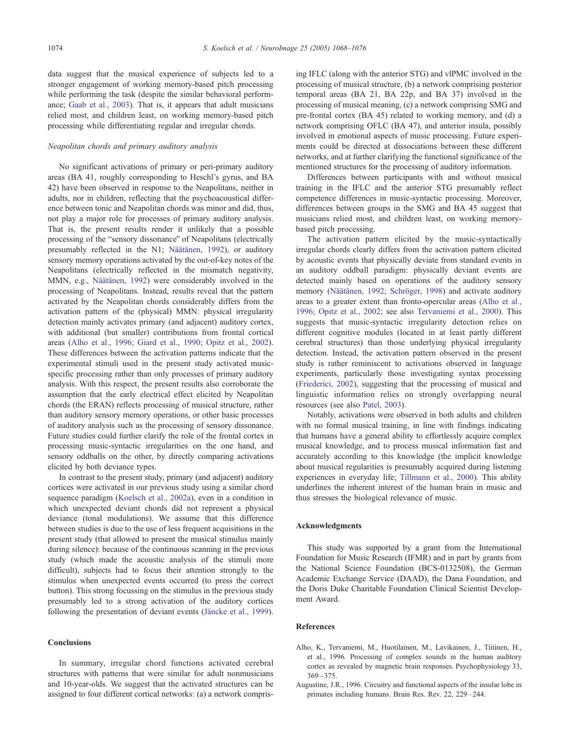data suggest that the musical experience of subjects led to a stronger engagement of working memory-based pitch processing while performing the task (despite the similar behavioral performance; Gaab et al., 2003). That is, it appears that adult musicians relied most, and children least, on working memory-based pitch processing while differentiating regular and irregular chords.

### *Neapolitan chords and primary auditory analysis*

No significant activations of primary or peri-primary auditory areas (BA 41, roughly corresponding to Heschl's gyrus, and BA 42) have been observed in response to the Neapolitans, neither in adults, nor in children, reflecting that the psychoacoustical difference between tonic and Neapolitan chords was minor and did, thus, not play a major role for processes of primary auditory analysis. That is, the present results render it unlikely that a possible processing of the "sensory dissonance" of Neapolitans (electrically presumably reflected in the N1; Näätänen, 1992), or auditory sensory memory operations activated by the out-of-key notes of the Neapolitans (electrically reflected in the mismatch negativity, MMN, e.g., Näätänen, 1992) were considerably involved in the processing of Neapolitans. Instead, results reveal that the pattern activated by the Neapolitan chords considerably differs from the activation pattern of the (physical) MMN: physical irregularity detection mainly activates primary (and adjacent) auditory cortex, with additional (but smaller) contributions from frontal cortical areas (Alho et al., 1996; Giard et al., 1990; Opitz et al., 2002). These differences between the activation patterns indicate that the experimental stimuli used in the present study activated music-specific processing rather than only processes of primary auditory analysis. With this respect, the present results also corroborate the assumption that the early electrical effect elicited by Neapolitan chords (the ERAN) reflects processing of musical structure, rather than auditory sensory memory operations, or other basic processes of auditory analysis such as the processing of sensory dissonance. Future studies could further clarify the role of the frontal cortex in processing music-syntactic irregularities on the one hand, and sensory oddballs on the other, by directly comparing activations elicited by both deviance types.

In contrast to the present study, primary (and adjacent) auditory cortices were activated in our previous study using a similar chord sequence paradigm (Koelsch et al., 2002a), even in a condition in which unexpected deviant chords did not represent a physical deviance (tonal modulations). We assume that this difference between studies is due to the use of less frequent acquisitions in the present study (that allowed to present the musical stimulus mainly during silence): because of the continuous scanning in the previous study (which made the acoustic analysis of the stimuli more difficult), subjects had to focus their attention strongly to the stimulus when unexpected events occurred (to press the correct button). This strong focussing on the stimulus in the previous study presumably led to a strong activation of the auditory cortices following the presentation of deviant events (Jäncke et al., 1999).

## Conclusions

In summary, irregular chord functions activated cerebral structures with patterns that were similar for adult nonmusicians and 10-year-olds. We suggest that the activated structures can be assigned to four different cortical networks: (a) a network comprising IFLC (along with the anterior STG) and vlPMC involved in the processing of musical structure, (b) a network comprising posterior temporal areas (BA 21, BA 22p, and BA 37) involved in the processing of musical meaning, (c) a network comprising SMG and pre-frontal cortex (BA 45) related to working memory, and (d) a network comprising OFLC (BA 47), and anterior insula, possibly involved in emotional aspects of music processing. Future experiments could be directed at dissociations between these different networks, and at further clarifying the functional significance of the mentioned structures for the processing of auditory information.

Differences between participants with and without musical training in the IFLC and the anterior STG presumably reflect competence differences in music-syntactic processing. Moreover, differences between groups in the SMG and BA 45 suggest that musicians relied most, and children least, on working memory-based pitch processing.

The activation pattern elicited by the music-syntactically irregular chords clearly differs from the activation pattern elicited by acoustic events that physically deviate from standard events in an auditory oddball paradigm: physically deviant events are detected mainly based on operations of the auditory sensory memory (Näätänen, 1992; Schröger, 1998) and activate auditory areas to a greater extent than fronto-opercular areas (Alho et al., 1996; Opitz et al., 2002; see also Tervaniemi et al., 2000). This suggests that music-syntactic irregularity detection relies on different cognitive modules (located in at least partly different cerebral structures) than those underlying physical irregularity detection. Instead, the activation pattern observed in the present study is rather reminiscent to activations observed in language experiments, particularly those investigating syntax processing (Friederici, 2002), suggesting that the processing of musical and linguistic information relies on strongly overlapping neural resources (see also Patel, 2003).

Notably, activations were observed in both adults and children with no formal musical training, in line with findings indicating that humans have a general ability to effortlessly acquire complex musical knowledge, and to process musical information fast and accurately according to this knowledge (the implicit knowledge about musical regularities is presumably acquired during listening experiences in everyday life; Tillmann et al., 2000). This ability underlines the inherent interest of the human brain in music and thus stresses the biological relevance of music.

## Acknowledgments

This study was supported by a grant from the International Foundation for Music Research (IFMR) and in part by grants from the National Science Foundation (BCS-0132508), the German Academic Exchange Service (DAAD), the Dana Foundation, and the Doris Duke Charitable Foundation Clinical Scientist Development Award.

## References

Alho, K., Tervaniemi, M., Huotilainen, M., Lavikainen, J., Tiitinen, H., et al., 1996. Processing of complex sounds in the human auditory cortex as revealed by magnetic brain responses. Psychophysiology 33, 369–375.

Augustine, J.R., 1996. Circuitry and functional aspects of the insular lobe in primates including humans. Brain Res. Rev. 22, 229–244.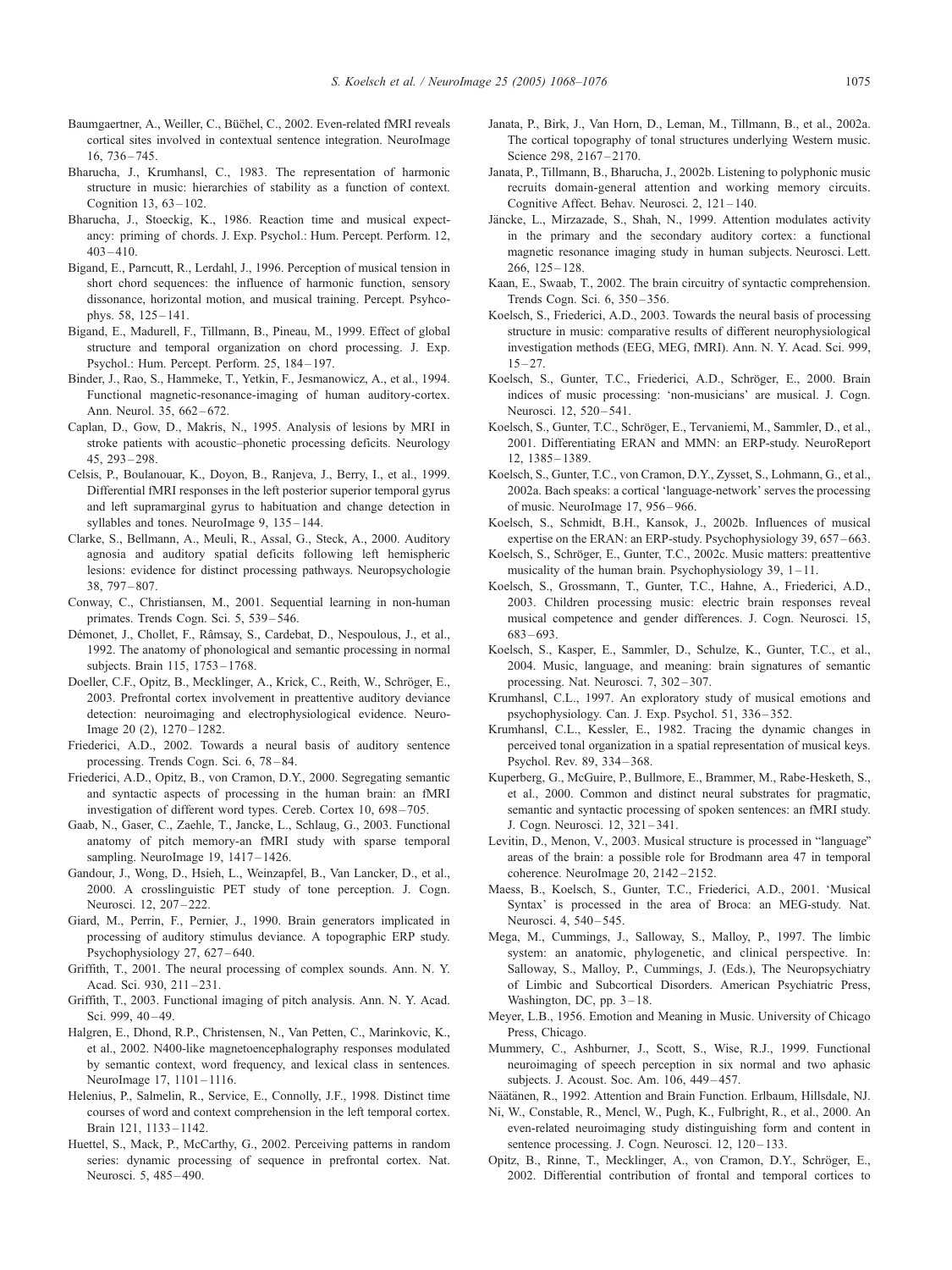Baumgaertner, A., Weiller, C., Büchel, C., 2002. Even-related fMRI reveals cortical sites involved in contextual sentence integration. NeuroImage 16, 736–745.

Bharucha, J., Krumhansl, C., 1983. The representation of harmonic structure in music: hierarchies of stability as a function of context. Cognition 13, 63–102.

Bharucha, J., Stoeckig, K., 1986. Reaction time and musical expectancy: priming of chords. J. Exp. Psychol.: Hum. Percept. Perform. 12, 403–410.

Bigand, E., Parncutt, R., Lerdahl, J., 1996. Perception of musical tension in short chord sequences: the influence of harmonic function, sensory dissonance, horizontal motion, and musical training. Percept. Psyhcophys. 58, 125–141.

Bigand, E., Madurell, F., Tillmann, B., Pineau, M., 1999. Effect of global structure and temporal organization on chord processing. J. Exp. Psychol.: Hum. Percept. Perform. 25, 184–197.

Binder, J., Rao, S., Hammeke, T., Yetkin, F., Jesmanowicz, A., et al., 1994. Functional magnetic-resonance-imaging of human auditory-cortex. Ann. Neurol. 35, 662–672.

Caplan, D., Gow, D., Makris, N., 1995. Analysis of lesions by MRI in stroke patients with acoustic–phonetic processing deficits. Neurology 45, 293–298.

Celsis, P., Boulanouar, K., Doyon, B., Ranjeva, J., Berry, I., et al., 1999. Differential fMRI responses in the left posterior superior temporal gyrus and left supramarginal gyrus to habituation and change detection in syllables and tones. NeuroImage 9, 135–144.

Clarke, S., Bellmann, A., Meuli, R., Assal, G., Steck, A., 2000. Auditory agnosia and auditory spatial deficits following left hemispheric lesions: evidence for distinct processing pathways. Neuropsychologie 38, 797–807.

Conway, C., Christiansen, M., 2001. Sequential learning in non-human primates. Trends Cogn. Sci. 5, 539–546.

Démonet, J., Chollet, F., Rämsay, S., Cardebat, D., Nespoulous, J., et al., 1992. The anatomy of phonological and semantic processing in normal subjects. Brain 115, 1753–1768.

Doeller, C.F., Opitz, B., Mecklinger, A., Krick, C., Reith, W., Schröger, E., 2003. Prefrontal cortex involvement in preattentive auditory deviance detection: neuroimaging and electrophysiological evidence. NeuroImage 20 (2), 1270–1282.

Friederici, A.D., 2002. Towards a neural basis of auditory sentence processing. Trends Cogn. Sci. 6, 78–84.

Friederici, A.D., Opitz, B., von Cramon, D.Y., 2000. Segregating semantic and syntactic aspects of processing in the human brain: an fMRI investigation of different word types. Cereb. Cortex 10, 698–705.

Gaab, N., Gaser, C., Zaehle, T., Jancke, L., Schlaug, G., 2003. Functional anatomy of pitch memory-an fMRI study with sparse temporal sampling. NeuroImage 19, 1417–1426.

Gandour, J., Wong, D., Hsieh, L., Weinzapfel, B., Van Lancker, D., et al., 2000. A crosslinguistic PET study of tone perception. J. Cogn. Neurosci. 12, 207–222.

Giard, M., Perrin, F., Pernier, J., 1990. Brain generators implicated in processing of auditory stimulus deviance. A topographic ERP study. Psychophysiology 27, 627–640.

Griffith, T., 2001. The neural processing of complex sounds. Ann. N. Y. Acad. Sci. 930, 211–231.

Griffith, T., 2003. Functional imaging of pitch analysis. Ann. N. Y. Acad. Sci. 999, 40–49.

Halgren, E., Dhond, R.P., Christensen, N., Van Petten, C., Marinkovic, K., et al., 2002. N400-like magnetoencephalography responses modulated by semantic context, word frequency, and lexical class in sentences. NeuroImage 17, 1101–1116.

Helenius, P., Salmelin, R., Service, E., Connolly, J.F., 1998. Distinct time courses of word and context comprehension in the left temporal cortex. Brain 121, 1133–1142.

Huettel, S., Mack, P., McCarthy, G., 2002. Perceiving patterns in random series: dynamic processing of sequence in prefrontal cortex. Nat. Neurosci. 5, 485–490.

Janata, P., Birk, J., Van Horn, D., Leman, M., Tillmann, B., et al., 2002a. The cortical topography of tonal structures underlying Western music. Science 298, 2167–2170.

Janata, P., Tillmann, B., Bharucha, J., 2002b. Listening to polyphonic music recruits domain-general attention and working memory circuits. Cognitive Affect. Behav. Neurosci. 2, 121–140.

Jäncke, L., Mirzazade, S., Shah, N., 1999. Attention modulates activity in the primary and the secondary auditory cortex: a functional magnetic resonance imaging study in human subjects. Neurosci. Lett. 266, 125–128.

Kaan, E., Swaab, T., 2002. The brain circuitry of syntactic comprehension. Trends Cogn. Sci. 6, 350–356.

Koelsch, S., Friederici, A.D., 2003. Towards the neural basis of processing structure in music: comparative results of different neurophysiological investigation methods (EEG, MEG, fMRI). Ann. N. Y. Acad. Sci. 999, 15–27.

Koelsch, S., Gunter, T.C., Friederici, A.D., Schröger, E., 2000. Brain indices of music processing: 'non-musicians' are musical. J. Cogn. Neurosci. 12, 520–541.

Koelsch, S., Gunter, T.C., Schröger, E., Tervaniemi, M., Sammler, D., et al., 2001. Differentiating ERAN and MMN: an ERP-study. NeuroReport 12, 1385–1389.

Koelsch, S., Gunter, T.C., von Cramon, D.Y., Zysset, S., Lohmann, G., et al., 2002a. Bach speaks: a cortical 'language-network' serves the processing of music. NeuroImage 17, 956–966.

Koelsch, S., Schmidt, B.H., Kansok, J., 2002b. Influences of musical expertise on the ERAN: an ERP-study. Psychophysiology 39, 657–663.

Koelsch, S., Schröger, E., Gunter, T.C., 2002c. Music matters: preattentive musicality of the human brain. Psychophysiology 39, 1–11.

Koelsch, S., Grossmann, T., Gunter, T.C., Hahne, A., Friederici, A.D., 2003. Children processing music: electric brain responses reveal musical competence and gender differences. J. Cogn. Neurosci. 15, 683–693.

Koelsch, S., Kasper, E., Sammler, D., Schulze, K., Gunter, T.C., et al., 2004. Music, language, and meaning: brain signatures of semantic processing. Nat. Neurosci. 7, 302–307.

Krumhansl, C.L., 1997. An exploratory study of musical emotions and psychophysiology. Can. J. Exp. Psychol. 51, 336–352.

Krumhansl, C.L., Kessler, E., 1982. Tracing the dynamic changes in perceived tonal organization in a spatial representation of musical keys. Psychol. Rev. 89, 334–368.

Kuperberg, G., McGuire, P., Bullmore, E., Brammer, M., Rabe-Hesketh, S., et al., 2000. Common and distinct neural substrates for pragmatic, semantic and syntactic processing of spoken sentences: an fMRI study. J. Cogn. Neurosci. 12, 321–341.

Levitin, D., Menon, V., 2003. Musical structure is processed in "language" areas of the brain: a possible role for Brodmann area 47 in temporal coherence. NeuroImage 20, 2142–2152.

Maess, B., Koelsch, S., Gunter, T.C., Friederici, A.D., 2001. 'Musical Syntax' is processed in the area of Broca: an MEG-study. Nat. Neurosci. 4, 540–545.

Mega, M., Cummings, J., Salloway, S., Malloy, P., 1997. The limbic system: an anatomic, phylogenetic, and clinical perspective. In: Salloway, S., Malloy, P., Cummings, J. (Eds.), The Neuropsychiatry of Limbic and Subcortical Disorders. American Psychiatric Press, Washington, DC, pp. 3–18.

Meyer, L.B., 1956. Emotion and Meaning in Music. University of Chicago Press, Chicago.

Mummery, C., Ashburner, J., Scott, S., Wise, R.J., 1999. Functional neuroimaging of speech perception in six normal and two aphasic subjects. J. Acoust. Soc. Am. 106, 449–457.

Näätänen, R., 1992. Attention and Brain Function. Erlbaum, Hillsdale, NJ.

Ni, W., Constable, R., Mencl, W., Pugh, K., Fulbright, R., et al., 2000. An even-related neuroimaging study distinguishing form and content in sentence processing. J. Cogn. Neurosci. 12, 120–133.

Opitz, B., Rinne, T., Mecklinger, A., von Cramon, D.Y., Schröger, E., 2002. Differential contribution of frontal and temporal cortices to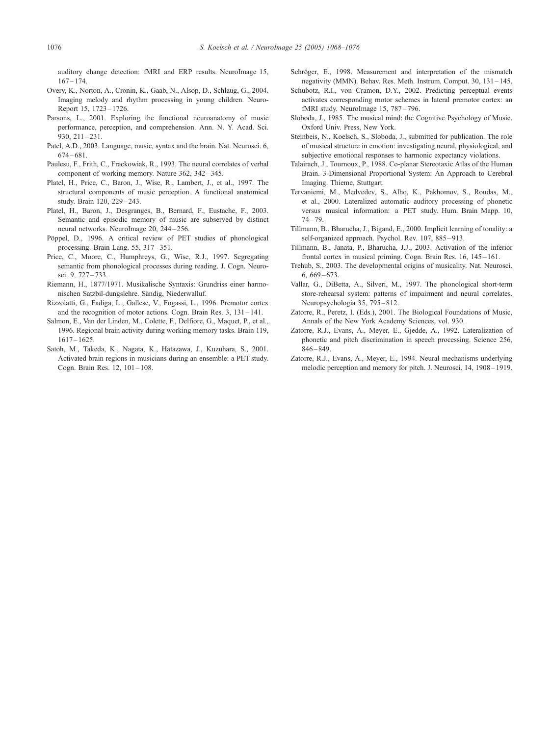auditory change detection: fMRI and ERP results. NeuroImage 15, 167–174.

Overy, K., Norton, A., Cronin, K., Gaab, N., Alsop, D., Schlaug, G., 2004. Imaging melody and rhythm processing in young children. NeuroReport 15, 1723–1726.

Parsons, L., 2001. Exploring the functional neuroanatomy of music performance, perception, and comprehension. Ann. N. Y. Acad. Sci. 930, 211–231.

Patel, A.D., 2003. Language, music, syntax and the brain. Nat. Neurosci. 6, 674–681.

Paulesu, F., Frith, C., Frackowiak, R., 1993. The neural correlates of verbal component of working memory. Nature 362, 342–345.

Platel, H., Price, C., Baron, J., Wise, R., Lambert, J., et al., 1997. The structural components of music perception. A functional anatomical study. Brain 120, 229–243.

Platel, H., Baron, J., Desgranges, B., Bernard, F., Eustache, F., 2003. Semantic and episodic memory of music are subserved by distinct neural networks. NeuroImage 20, 244–256.

Pöppel, D., 1996. A critical review of PET studies of phonological processing. Brain Lang. 55, 317–351.

Price, C., Moore, C., Humphreys, G., Wise, R.J., 1997. Segregating semantic from phonological processes during reading. J. Cogn. Neurosci. 9, 727–733.

Riemann, H., 1877/1971. Musikalische Syntaxis: Grundriss einer harmonischen Satzbil-dungslehre. Sändig, Niederwalluf.

Rizzolatti, G., Fadiga, L., Gallese, V., Fogassi, L., 1996. Premotor cortex and the recognition of motor actions. Cogn. Brain Res. 3, 131–141.

Salmon, E., Van der Linden, M., Colette, F., Delfiore, G., Maquet, P., et al., 1996. Regional brain activity during working memory tasks. Brain 119, 1617–1625.

Satoh, M., Takeda, K., Nagata, K., Hatazawa, J., Kuzuhara, S., 2001. Activated brain regions in musicians during an ensemble: a PET study. Cogn. Brain Res. 12, 101–108.

Schröger, E., 1998. Measurement and interpretation of the mismatch negativity (MMN). Behav. Res. Meth. Instrum. Comput. 30, 131–145.

Schubotz, R.I., von Cramon, D.Y., 2002. Predicting perceptual events activates corresponding motor schemes in lateral premotor cortex: an fMRI study. NeuroImage 15, 787–796.

Sloboda, J., 1985. The musical mind: the Cognitive Psychology of Music. Oxford Univ. Press, New York.

Steinbeis, N., Koelsch, S., Sloboda, J., submitted for publication. The role of musical structure in emotion: investigating neural, physiological, and subjective emotional responses to harmonic expectancy violations.

Talairach, J., Tournoux, P., 1988. Co-planar Stereotaxic Atlas of the Human Brain. 3-Dimensional Proportional System: An Approach to Cerebral Imaging. Thieme, Stuttgart.

Tervaniemi, M., Medvedev, S., Alho, K., Pakhomov, S., Roudas, M., et al., 2000. Lateralized automatic auditory processing of phonetic versus musical information: a PET study. Hum. Brain Mapp. 10, 74–79.

Tillmann, B., Bharucha, J., Bigand, E., 2000. Implicit learning of tonality: a self-organized approach. Psychol. Rev. 107, 885–913.

Tillmann, B., Janata, P., Bharucha, J.J., 2003. Activation of the inferior frontal cortex in musical priming. Cogn. Brain Res. 16, 145–161.

Trehub, S., 2003. The developmental origins of musicality. Nat. Neurosci. 6, 669–673.

Vallar, G., DiBetta, A., Silveri, M., 1997. The phonological short-term store-rehearsal system: patterns of impairment and neural correlates. Neuropsychologia 35, 795–812.

Zatorre, R., Peretz, I. (Eds.), 2001. The Biological Foundations of Music, Annals of the New York Academy Sciences, vol. 930.

Zatorre, R.J., Evans, A., Meyer, E., Gjedde, A., 1992. Lateralization of phonetic and pitch discrimination in speech processing. Science 256, 846–849.

Zatorre, R.J., Evans, A., Meyer, E., 1994. Neural mechanisms underlying melodic perception and memory for pitch. J. Neurosci. 14, 1908–1919.